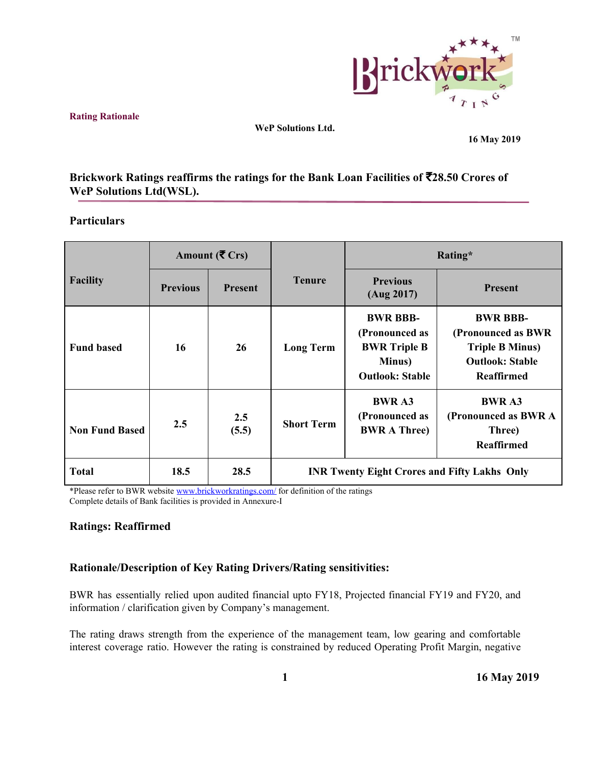**Rating Rationale**

**WeP Solutions Ltd.**

**16 May 2019**

## Brickwork Ratings reaffirms the ratings for the Bank Loan Facilities of ₹28.50 Crores of WeP Solutions Ltd(WSL).

### Particulars

| Facility | Amount (₹ Crs) | | Tenure | Rating* | |
|---|---|---|---|---|---|
| | Previous | Present | | Previous (Aug 2017) | Present |
| **Fund based** | **16** | **26** | **Long Term** | **BWR BBB- (Pronounced as BWR Triple B Minus) Outlook: Stable** | **BWR BBB- (Pronounced as BWR Triple B Minus) Outlook: Stable Reaffirmed** |
| **Non Fund Based** | **2.5** | **2.5 (5.5)** | **Short Term** | **BWR A3 (Pronounced as BWR A Three)** | **BWR A3 (Pronounced as BWR A Three) Reaffirmed** |
| **Total** | **18.5** | **28.5** | **INR Twenty Eight Crores and Fifty Lakhs Only** | | |

*Please refer to BWR website www.brickworkratings.com/ for definition of the ratings
Complete details of Bank facilities is provided in Annexure-I

### Ratings: Reaffirmed

### Rationale/Description of Key Rating Drivers/Rating sensitivities:

BWR has essentially relied upon audited financial upto FY18, Projected financial FY19 and FY20, and information / clarification given by Company's management.

The rating draws strength from the experience of the management team, low gearing and comfortable interest coverage ratio. However the rating is constrained by reduced Operating Profit Margin, negative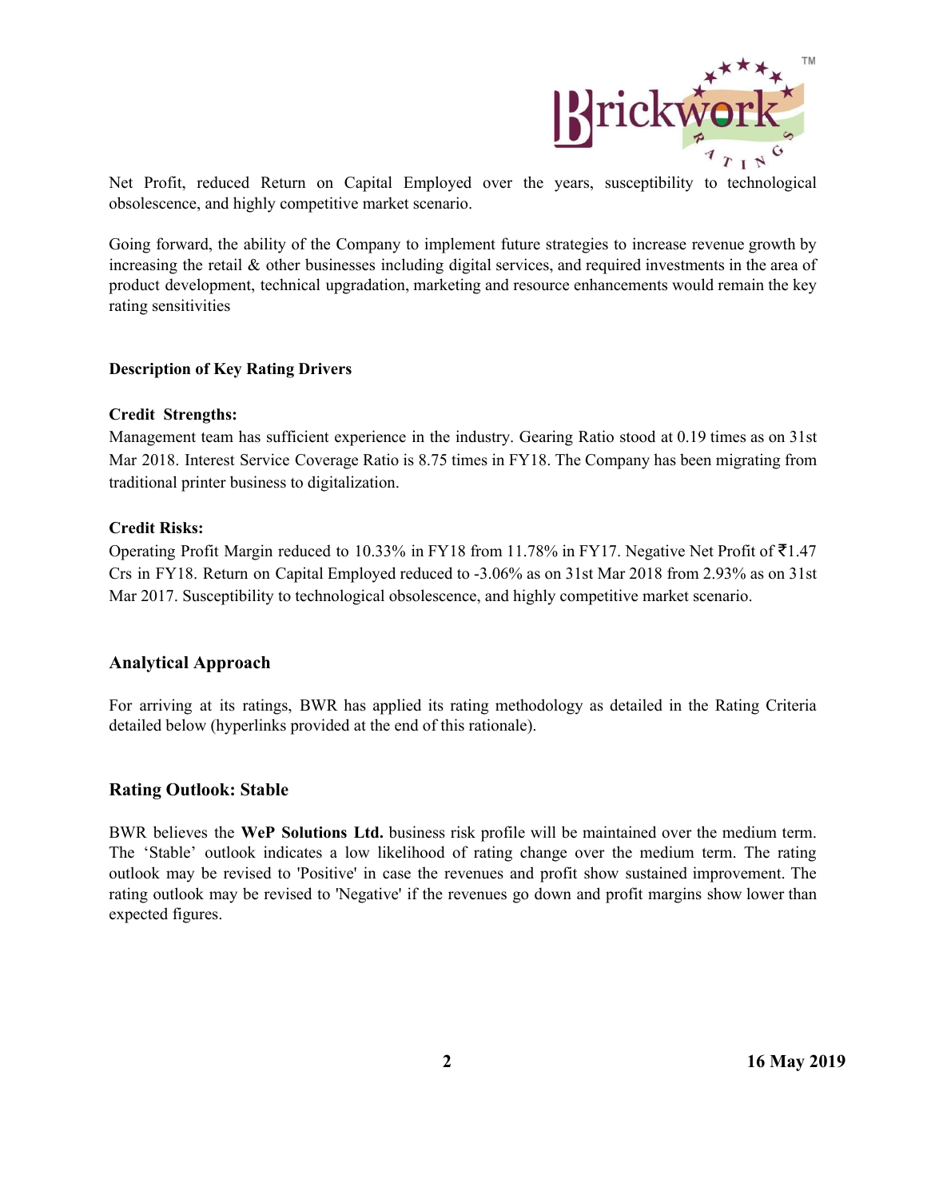Net Profit, reduced Return on Capital Employed over the years, susceptibility to technological obsolescence, and highly competitive market scenario.

Going forward, the ability of the Company to implement future strategies to increase revenue growth by increasing the retail & other businesses including digital services, and required investments in the area of product development, technical upgradation, marketing and resource enhancements would remain the key rating sensitivities

**Description of Key Rating Drivers**

**Credit Strengths:**

Management team has sufficient experience in the industry. Gearing Ratio stood at 0.19 times as on 31st Mar 2018. Interest Service Coverage Ratio is 8.75 times in FY18. The Company has been migrating from traditional printer business to digitalization.

**Credit Risks:**

Operating Profit Margin reduced to 10.33% in FY18 from 11.78% in FY17. Negative Net Profit of ₹1.47 Crs in FY18. Return on Capital Employed reduced to -3.06% as on 31st Mar 2018 from 2.93% as on 31st Mar 2017. Susceptibility to technological obsolescence, and highly competitive market scenario.

## Analytical Approach

For arriving at its ratings, BWR has applied its rating methodology as detailed in the Rating Criteria detailed below (hyperlinks provided at the end of this rationale).

## Rating Outlook: Stable

BWR believes the **WeP Solutions Ltd.** business risk profile will be maintained over the medium term. The 'Stable' outlook indicates a low likelihood of rating change over the medium term. The rating outlook may be revised to 'Positive' in case the revenues and profit show sustained improvement. The rating outlook may be revised to 'Negative' if the revenues go down and profit margins show lower than expected figures.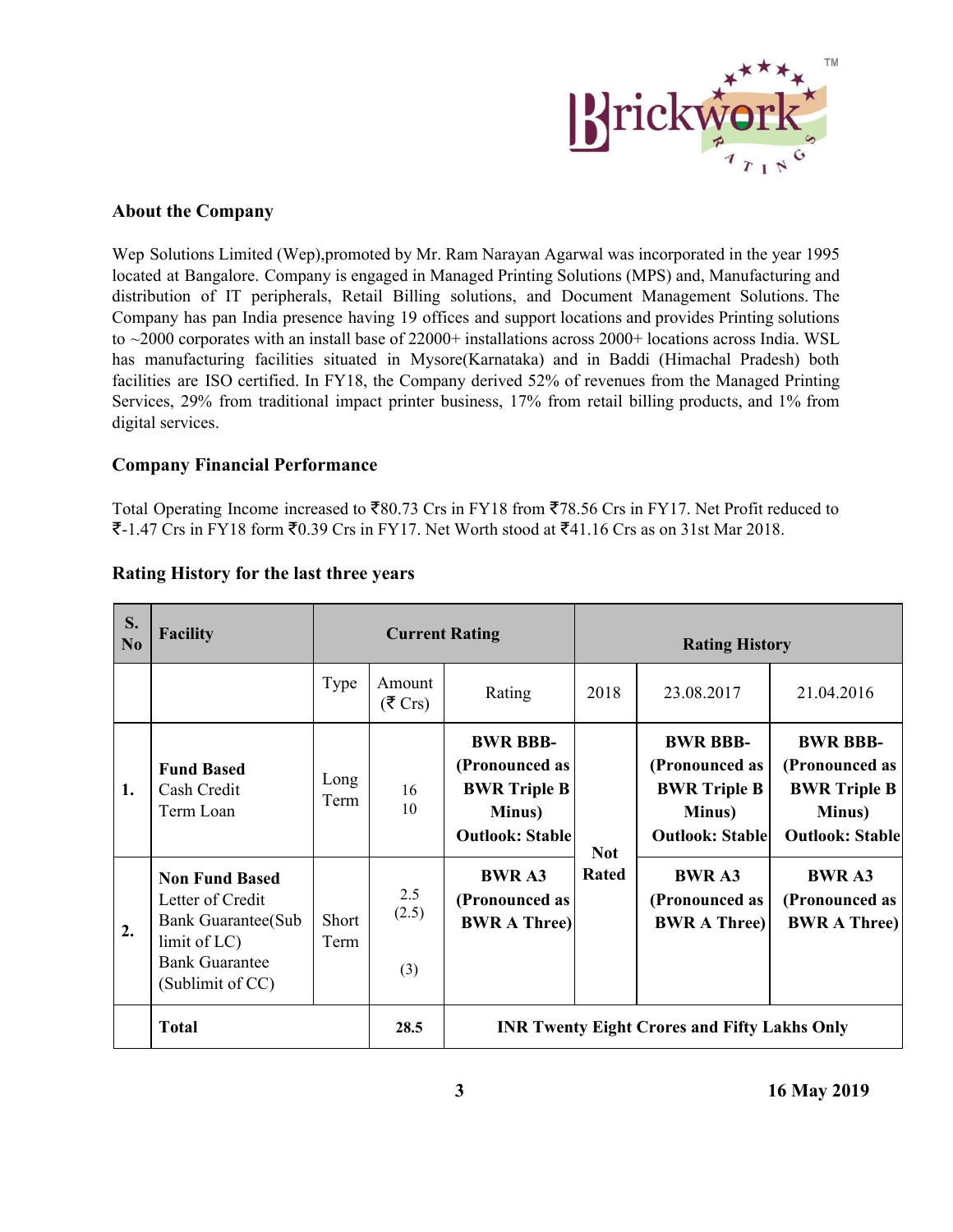## About the Company

Wep Solutions Limited (Wep),promoted by Mr. Ram Narayan Agarwal was incorporated in the year 1995 located at Bangalore. Company is engaged in Managed Printing Solutions (MPS) and, Manufacturing and distribution of IT peripherals, Retail Billing solutions, and Document Management Solutions. The Company has pan India presence having 19 offices and support locations and provides Printing solutions to ~2000 corporates with an install base of 22000+ installations across 2000+ locations across India. WSL has manufacturing facilities situated in Mysore(Karnataka) and in Baddi (Himachal Pradesh) both facilities are ISO certified. In FY18, the Company derived 52% of revenues from the Managed Printing Services, 29% from traditional impact printer business, 17% from retail billing products, and 1% from digital services.

## Company Financial Performance

Total Operating Income increased to ₹80.73 Crs in FY18 from ₹78.56 Crs in FY17. Net Profit reduced to ₹-1.47 Crs in FY18 form ₹0.39 Crs in FY17. Net Worth stood at ₹41.16 Crs as on 31st Mar 2018.

## Rating History for the last three years

| S. No | Facility | Current Rating | | | Rating History | | |
|---|---|---|---|---|---|---|---|
| | | Type | Amount (₹ Crs) | Rating | 2018 | 23.08.2017 | 21.04.2016 |
| 1. | **Fund Based**<br>Cash Credit<br>Term Loan | Long Term | 16<br>10 | **BWR BBB- (Pronounced as BWR Triple B Minus) Outlook: Stable** | **Not Rated** | **BWR BBB- (Pronounced as BWR Triple B Minus) Outlook: Stable** | **BWR BBB- (Pronounced as BWR Triple B Minus) Outlook: Stable** |
| 2. | **Non Fund Based**<br>Letter of Credit<br>Bank Guarantee(Sub limit of LC)<br>Bank Guarantee (Sublimit of CC) | Short Term | 2.5<br>(2.5)<br><br>(3) | **BWR A3 (Pronounced as BWR A Three)** | | **BWR A3 (Pronounced as BWR A Three)** | **BWR A3 (Pronounced as BWR A Three)** |
| | **Total** | | **28.5** | **INR Twenty Eight Crores and Fifty Lakhs Only** | | | |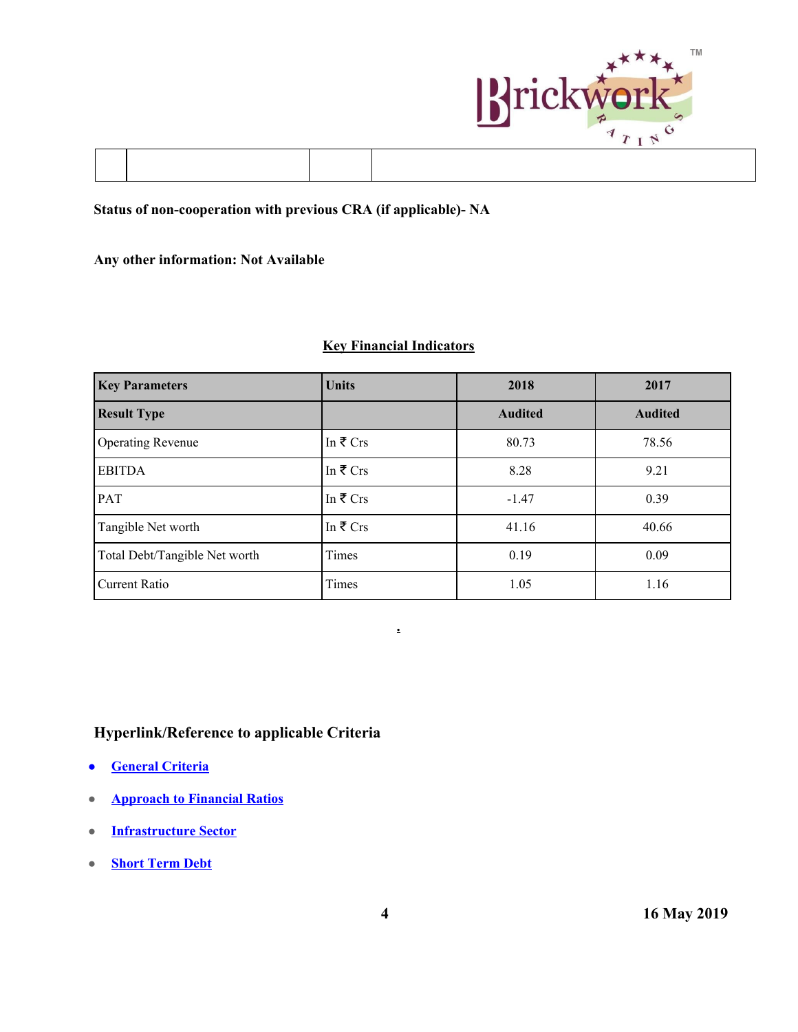| | | | |
|---|---|---|---|
| | | | |

**Status of non-cooperation with previous CRA (if applicable)- NA**

**Any other information: Not Available**

**Key Financial Indicators**

| Key Parameters | Units | 2018 | 2017 |
|---|---|---|---|
| **Result Type** | | **Audited** | **Audited** |
| Operating Revenue | In ₹ Crs | 80.73 | 78.56 |
| EBITDA | In ₹ Crs | 8.28 | 9.21 |
| PAT | In ₹ Crs | -1.47 | 0.39 |
| Tangible Net worth | In ₹ Crs | 41.16 | 40.66 |
| Total Debt/Tangible Net worth | Times | 0.19 | 0.09 |
| Current Ratio | Times | 1.05 | 1.16 |

## Hyperlink/Reference to applicable Criteria

- General Criteria
- Approach to Financial Ratios
- Infrastructure Sector
- Short Term Debt

16 May 2019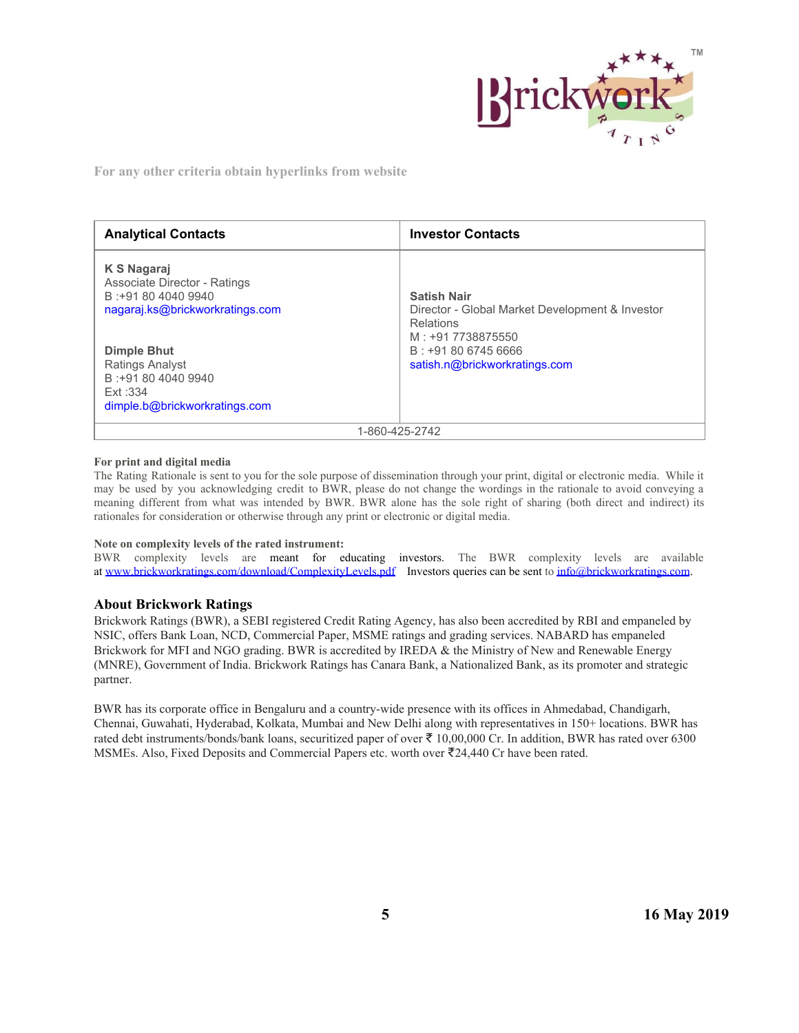For any other criteria obtain hyperlinks from website

| Analytical Contacts | Investor Contacts |
|---|---|
| **K S Nagaraj**<br>Associate Director - Ratings<br>B :+91 80 4040 9940<br>nagaraj.ks@brickworkratings.com<br><br>**Dimple Bhut**<br>Ratings Analyst<br>B :+91 80 4040 9940<br>Ext :334<br>dimple.b@brickworkratings.com | **Satish Nair**<br>Director - Global Market Development & Investor Relations<br>M : +91 7738875550<br>B : +91 80 6745 6666<br>satish.n@brickworkratings.com |
| 1-860-425-2742 | |

**For print and digital media**
The Rating Rationale is sent to you for the sole purpose of dissemination through your print, digital or electronic media. While it may be used by you acknowledging credit to BWR, please do not change the wordings in the rationale to avoid conveying a meaning different from what was intended by BWR. BWR alone has the sole right of sharing (both direct and indirect) its rationales for consideration or otherwise through any print or electronic or digital media.

**Note on complexity levels of the rated instrument:**
BWR complexity levels are meant for educating investors. The BWR complexity levels are available at www.brickworkratings.com/download/ComplexityLevels.pdf Investors queries can be sent to info@brickworkratings.com.

## About Brickwork Ratings

Brickwork Ratings (BWR), a SEBI registered Credit Rating Agency, has also been accredited by RBI and empaneled by NSIC, offers Bank Loan, NCD, Commercial Paper, MSME ratings and grading services. NABARD has empaneled Brickwork for MFI and NGO grading. BWR is accredited by IREDA & the Ministry of New and Renewable Energy (MNRE), Government of India. Brickwork Ratings has Canara Bank, a Nationalized Bank, as its promoter and strategic partner.

BWR has its corporate office in Bengaluru and a country-wide presence with its offices in Ahmedabad, Chandigarh, Chennai, Guwahati, Hyderabad, Kolkata, Mumbai and New Delhi along with representatives in 150+ locations. BWR has rated debt instruments/bonds/bank loans, securitized paper of over ₹ 10,00,000 Cr. In addition, BWR has rated over 6300 MSMEs. Also, Fixed Deposits and Commercial Papers etc. worth over ₹24,440 Cr have been rated.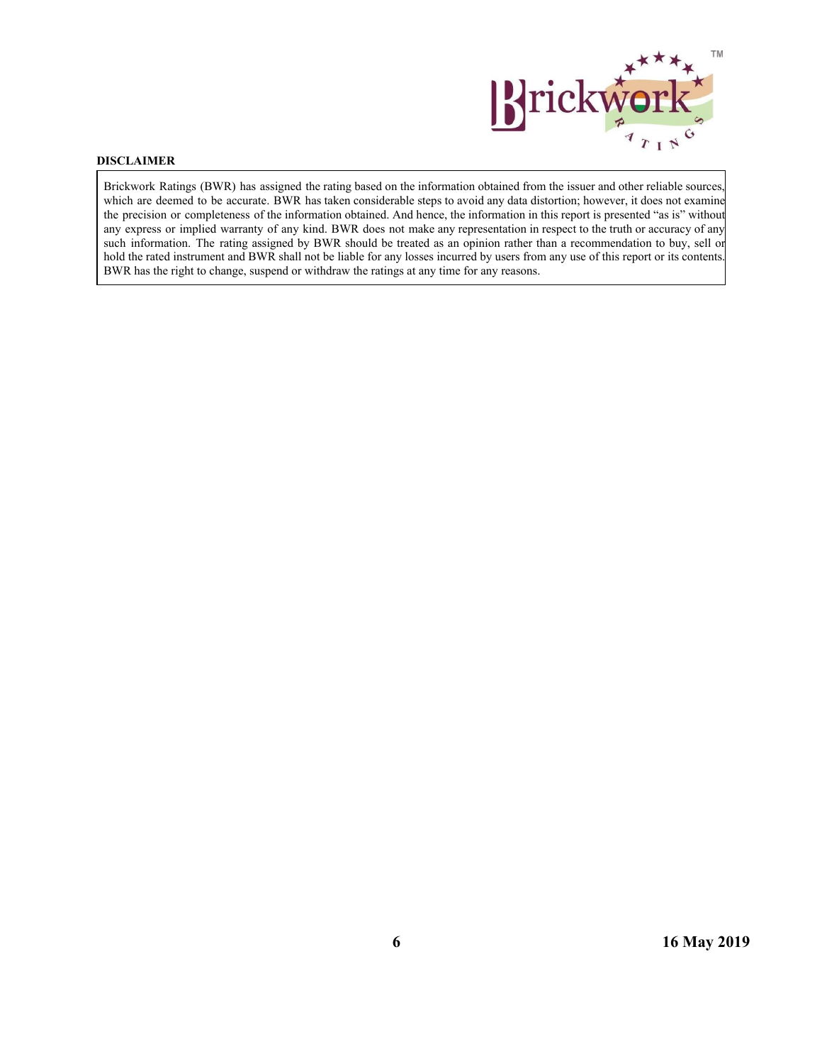**DISCLAIMER**

Brickwork Ratings (BWR) has assigned the rating based on the information obtained from the issuer and other reliable sources, which are deemed to be accurate. BWR has taken considerable steps to avoid any data distortion; however, it does not examine the precision or completeness of the information obtained. And hence, the information in this report is presented "as is" without any express or implied warranty of any kind. BWR does not make any representation in respect to the truth or accuracy of any such information. The rating assigned by BWR should be treated as an opinion rather than a recommendation to buy, sell or hold the rated instrument and BWR shall not be liable for any losses incurred by users from any use of this report or its contents. BWR has the right to change, suspend or withdraw the ratings at any time for any reasons.